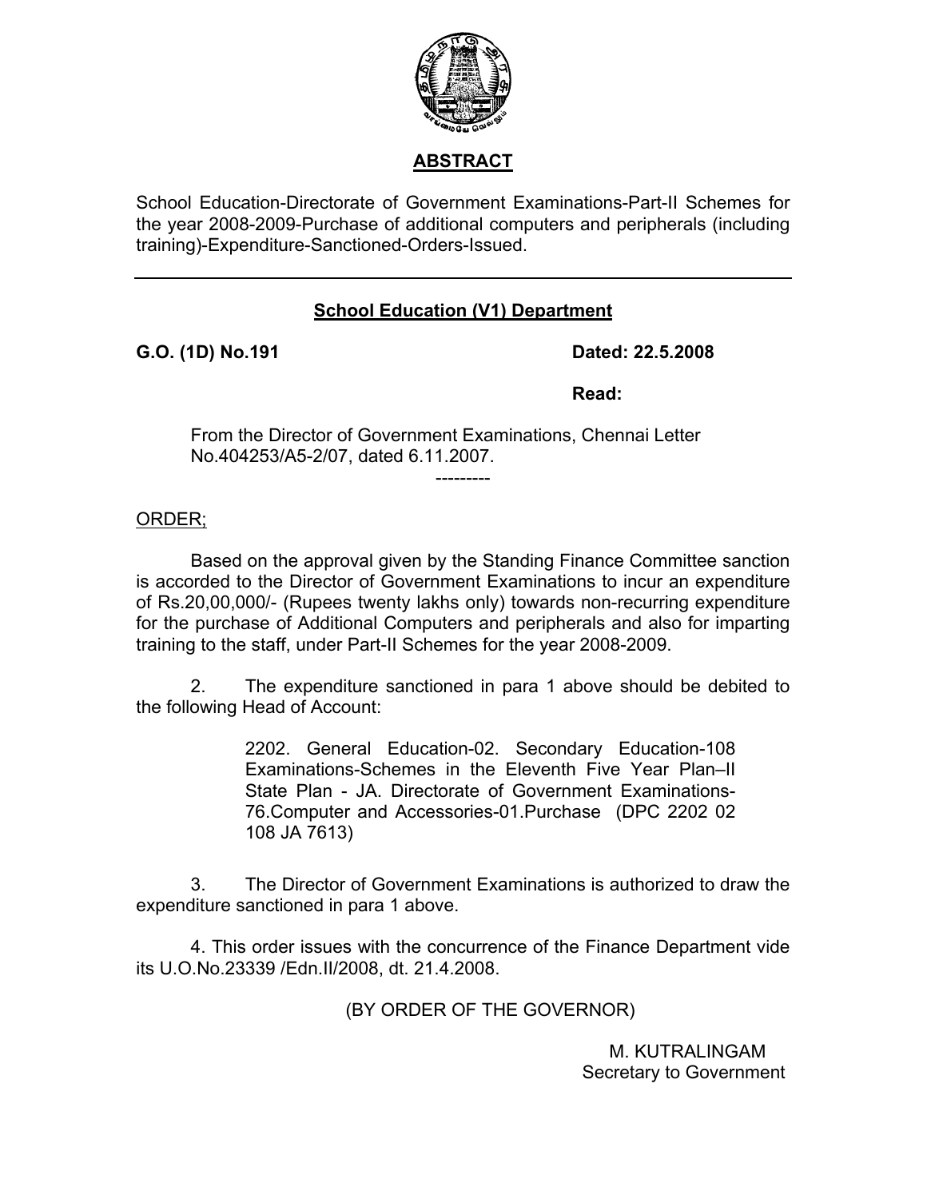## ABSTRACT

School Education-Directorate of Government Examinations-Part-II Schemes for the year 2008-2009-Purchase of additional computers and peripherals (including training)-Expenditure-Sanctioned-Orders-Issued.

---

### School Education (V1) Department

**G.O. (1D) No.191** **Dated: 22.5.2008**

**Read:**

From the Director of Government Examinations, Chennai Letter No.404253/A5-2/07, dated 6.11.2007.

---------

ORDER;

Based on the approval given by the Standing Finance Committee sanction is accorded to the Director of Government Examinations to incur an expenditure of Rs.20,00,000/- (Rupees twenty lakhs only) towards non-recurring expenditure for the purchase of Additional Computers and peripherals and also for imparting training to the staff, under Part-II Schemes for the year 2008-2009.

2. The expenditure sanctioned in para 1 above should be debited to the following Head of Account:

> 2202. General Education-02. Secondary Education-108 Examinations-Schemes in the Eleventh Five Year Plan–II State Plan - JA. Directorate of Government Examinations-76.Computer and Accessories-01.Purchase (DPC 2202 02 108 JA 7613)

3. The Director of Government Examinations is authorized to draw the expenditure sanctioned in para 1 above.

4. This order issues with the concurrence of the Finance Department vide its U.O.No.23339 /Edn.II/2008, dt. 21.4.2008.

(BY ORDER OF THE GOVERNOR)

M. KUTRALINGAM
Secretary to Government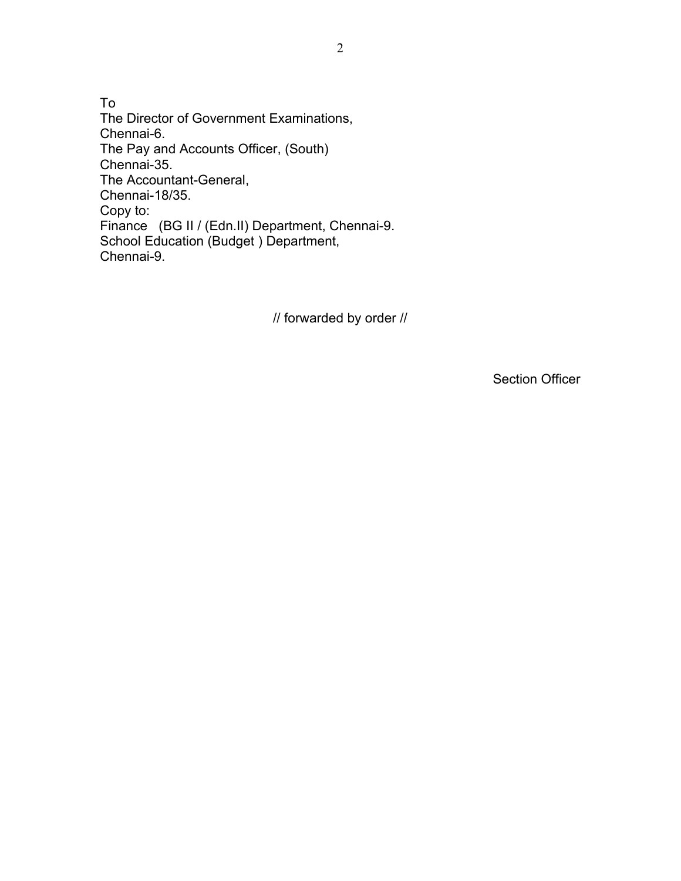To
The Director of Government Examinations,
Chennai-6.
The Pay and Accounts Officer, (South)
Chennai-35.
The Accountant-General,
Chennai-18/35.
Copy to:
Finance (BG II / (Edn.II) Department, Chennai-9.
School Education (Budget ) Department,
Chennai-9.

// forwarded by order //

Section Officer